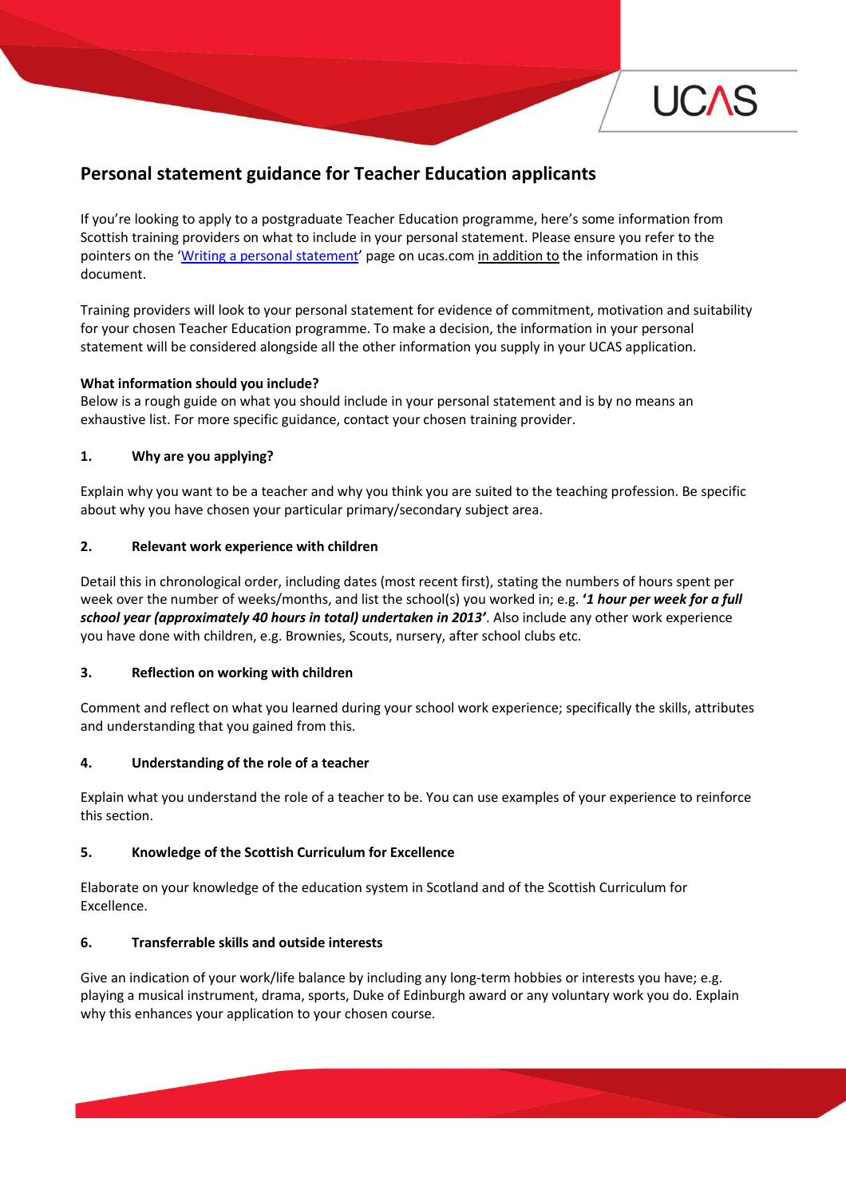# Personal statement guidance for Teacher Education applicants

If you're looking to apply to a postgraduate Teacher Education programme, here's some information from Scottish training providers on what to include in your personal statement. Please ensure you refer to the pointers on the '[Writing a personal statement](https://www.ucas.com)' page on ucas.com <u>in addition to</u> the information in this document.

Training providers will look to your personal statement for evidence of commitment, motivation and suitability for your chosen Teacher Education programme. To make a decision, the information in your personal statement will be considered alongside all the other information you supply in your UCAS application.

**What information should you include?**

Below is a rough guide on what you should include in your personal statement and is by no means an exhaustive list. For more specific guidance, contact your chosen training provider.

### 1. Why are you applying?

Explain why you want to be a teacher and why you think you are suited to the teaching profession. Be specific about why you have chosen your particular primary/secondary subject area.

### 2. Relevant work experience with children

Detail this in chronological order, including dates (most recent first), stating the numbers of hours spent per week over the number of weeks/months, and list the school(s) you worked in; e.g. ***'1 hour per week for a full school year (approximately 40 hours in total) undertaken in 2013'***. Also include any other work experience you have done with children, e.g. Brownies, Scouts, nursery, after school clubs etc.

### 3. Reflection on working with children

Comment and reflect on what you learned during your school work experience; specifically the skills, attributes and understanding that you gained from this.

### 4. Understanding of the role of a teacher

Explain what you understand the role of a teacher to be. You can use examples of your experience to reinforce this section.

### 5. Knowledge of the Scottish Curriculum for Excellence

Elaborate on your knowledge of the education system in Scotland and of the Scottish Curriculum for Excellence.

### 6. Transferrable skills and outside interests

Give an indication of your work/life balance by including any long-term hobbies or interests you have; e.g. playing a musical instrument, drama, sports, Duke of Edinburgh award or any voluntary work you do. Explain why this enhances your application to your chosen course.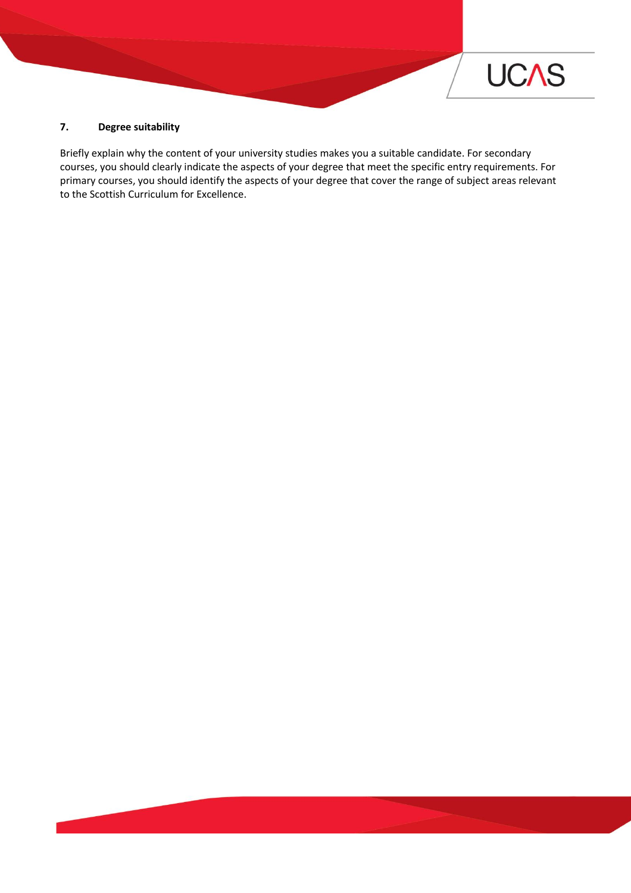**7. Degree suitability**

Briefly explain why the content of your university studies makes you a suitable candidate. For secondary courses, you should clearly indicate the aspects of your degree that meet the specific entry requirements. For primary courses, you should identify the aspects of your degree that cover the range of subject areas relevant to the Scottish Curriculum for Excellence.